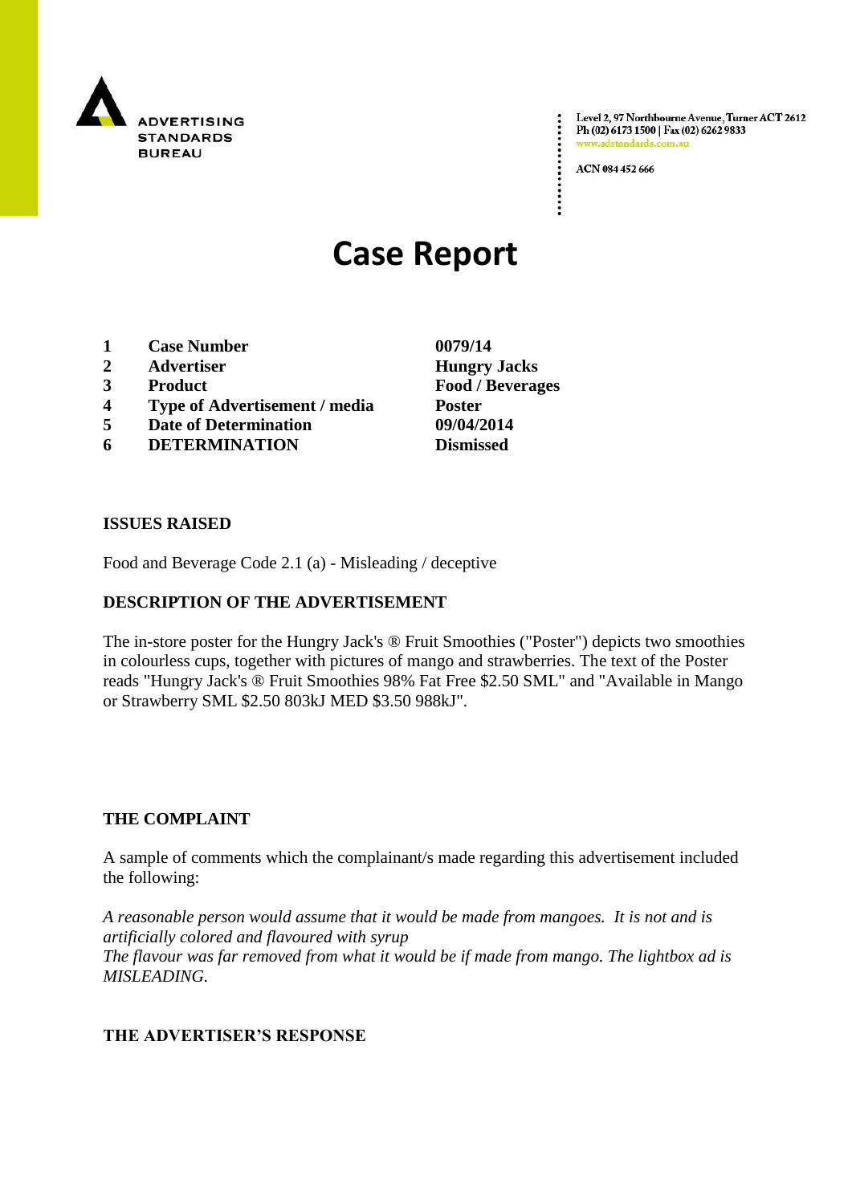ADVERTISING STANDARDS BUREAU

Level 2, 97 Northbourne Avenue, Turner ACT 2612
Ph (02) 6173 1500 | Fax (02) 6262 9833
www.adstandards.com.au

ACN 084 452 666

# Case Report

| | | |
|---|---|---|
| **1** | **Case Number** | **0079/14** |
| **2** | **Advertiser** | **Hungry Jacks** |
| **3** | **Product** | **Food / Beverages** |
| **4** | **Type of Advertisement / media** | **Poster** |
| **5** | **Date of Determination** | **09/04/2014** |
| **6** | **DETERMINATION** | **Dismissed** |

## ISSUES RAISED

Food and Beverage Code 2.1 (a) - Misleading / deceptive

## DESCRIPTION OF THE ADVERTISEMENT

The in-store poster for the Hungry Jack's ® Fruit Smoothies ("Poster") depicts two smoothies in colourless cups, together with pictures of mango and strawberries. The text of the Poster reads "Hungry Jack's ® Fruit Smoothies 98% Fat Free $2.50 SML" and "Available in Mango or Strawberry SML $2.50 803kJ MED $3.50 988kJ".

## THE COMPLAINT

A sample of comments which the complainant/s made regarding this advertisement included the following:

*A reasonable person would assume that it would be made from mangoes. It is not and is artificially colored and flavoured with syrup*
*The flavour was far removed from what it would be if made from mango. The lightbox ad is MISLEADING.*

## THE ADVERTISER'S RESPONSE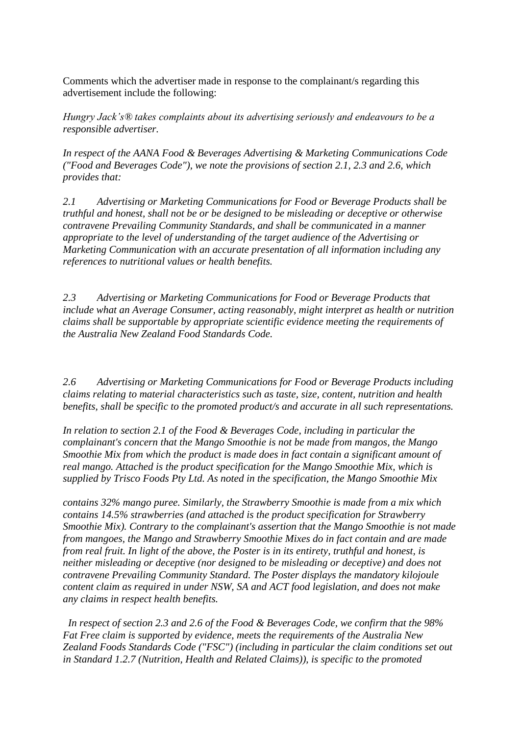Comments which the advertiser made in response to the complainant/s regarding this advertisement include the following:

*Hungry Jack's® takes complaints about its advertising seriously and endeavours to be a responsible advertiser.*

*In respect of the AANA Food & Beverages Advertising & Marketing Communications Code ("Food and Beverages Code"), we note the provisions of section 2.1, 2.3 and 2.6, which provides that:*

*2.1 Advertising or Marketing Communications for Food or Beverage Products shall be truthful and honest, shall not be or be designed to be misleading or deceptive or otherwise contravene Prevailing Community Standards, and shall be communicated in a manner appropriate to the level of understanding of the target audience of the Advertising or Marketing Communication with an accurate presentation of all information including any references to nutritional values or health benefits.*

*2.3 Advertising or Marketing Communications for Food or Beverage Products that include what an Average Consumer, acting reasonably, might interpret as health or nutrition claims shall be supportable by appropriate scientific evidence meeting the requirements of the Australia New Zealand Food Standards Code.*

*2.6 Advertising or Marketing Communications for Food or Beverage Products including claims relating to material characteristics such as taste, size, content, nutrition and health benefits, shall be specific to the promoted product/s and accurate in all such representations.*

*In relation to section 2.1 of the Food & Beverages Code, including in particular the complainant's concern that the Mango Smoothie is not be made from mangos, the Mango Smoothie Mix from which the product is made does in fact contain a significant amount of real mango. Attached is the product specification for the Mango Smoothie Mix, which is supplied by Trisco Foods Pty Ltd. As noted in the specification, the Mango Smoothie Mix contains 32% mango puree. Similarly, the Strawberry Smoothie is made from a mix which contains 14.5% strawberries (and attached is the product specification for Strawberry Smoothie Mix). Contrary to the complainant's assertion that the Mango Smoothie is not made from mangoes, the Mango and Strawberry Smoothie Mixes do in fact contain and are made from real fruit. In light of the above, the Poster is in its entirety, truthful and honest, is neither misleading or deceptive (nor designed to be misleading or deceptive) and does not contravene Prevailing Community Standard. The Poster displays the mandatory kilojoule content claim as required in under NSW, SA and ACT food legislation, and does not make any claims in respect health benefits.*

*In respect of section 2.3 and 2.6 of the Food & Beverages Code, we confirm that the 98% Fat Free claim is supported by evidence, meets the requirements of the Australia New Zealand Foods Standards Code ("FSC") (including in particular the claim conditions set out in Standard 1.2.7 (Nutrition, Health and Related Claims)), is specific to the promoted*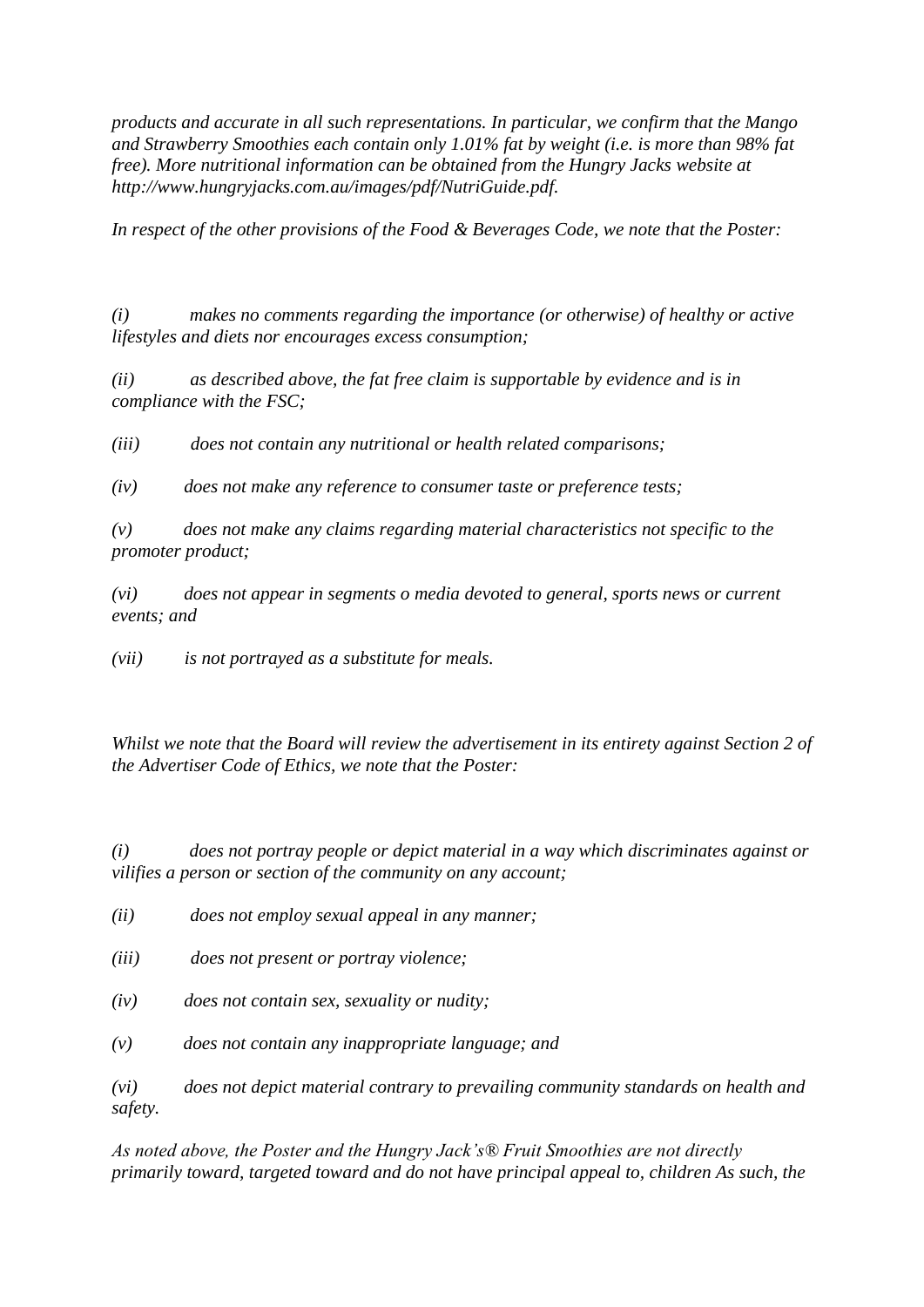*products and accurate in all such representations. In particular, we confirm that the Mango and Strawberry Smoothies each contain only 1.01% fat by weight (i.e. is more than 98% fat free). More nutritional information can be obtained from the Hungry Jacks website at http://www.hungryjacks.com.au/images/pdf/NutriGuide.pdf.*

*In respect of the other provisions of the Food & Beverages Code, we note that the Poster:*

*(i) makes no comments regarding the importance (or otherwise) of healthy or active lifestyles and diets nor encourages excess consumption;*

*(ii) as described above, the fat free claim is supportable by evidence and is in compliance with the FSC;*

*(iii) does not contain any nutritional or health related comparisons;*

*(iv) does not make any reference to consumer taste or preference tests;*

*(v) does not make any claims regarding material characteristics not specific to the promoter product;*

*(vi) does not appear in segments o media devoted to general, sports news or current events; and*

*(vii) is not portrayed as a substitute for meals.*

*Whilst we note that the Board will review the advertisement in its entirety against Section 2 of the Advertiser Code of Ethics, we note that the Poster:*

*(i) does not portray people or depict material in a way which discriminates against or vilifies a person or section of the community on any account;*

*(ii) does not employ sexual appeal in any manner;*

*(iii) does not present or portray violence;*

*(iv) does not contain sex, sexuality or nudity;*

*(v) does not contain any inappropriate language; and*

*(vi) does not depict material contrary to prevailing community standards on health and safety.*

*As noted above, the Poster and the Hungry Jack's® Fruit Smoothies are not directly primarily toward, targeted toward and do not have principal appeal to, children As such, the*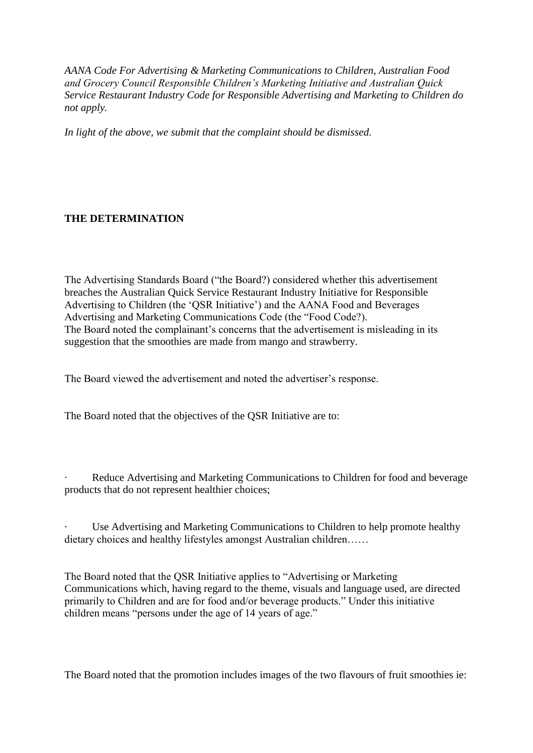*AANA Code For Advertising & Marketing Communications to Children, Australian Food and Grocery Council Responsible Children's Marketing Initiative and Australian Quick Service Restaurant Industry Code for Responsible Advertising and Marketing to Children do not apply.*

*In light of the above, we submit that the complaint should be dismissed.*

**THE DETERMINATION**

The Advertising Standards Board ("the Board?) considered whether this advertisement breaches the Australian Quick Service Restaurant Industry Initiative for Responsible Advertising to Children (the 'QSR Initiative') and the AANA Food and Beverages Advertising and Marketing Communications Code (the "Food Code?).
The Board noted the complainant's concerns that the advertisement is misleading in its suggestion that the smoothies are made from mango and strawberry.

The Board viewed the advertisement and noted the advertiser's response.

The Board noted that the objectives of the QSR Initiative are to:

· Reduce Advertising and Marketing Communications to Children for food and beverage products that do not represent healthier choices;

· Use Advertising and Marketing Communications to Children to help promote healthy dietary choices and healthy lifestyles amongst Australian children……

The Board noted that the QSR Initiative applies to "Advertising or Marketing Communications which, having regard to the theme, visuals and language used, are directed primarily to Children and are for food and/or beverage products." Under this initiative children means "persons under the age of 14 years of age."

The Board noted that the promotion includes images of the two flavours of fruit smoothies ie: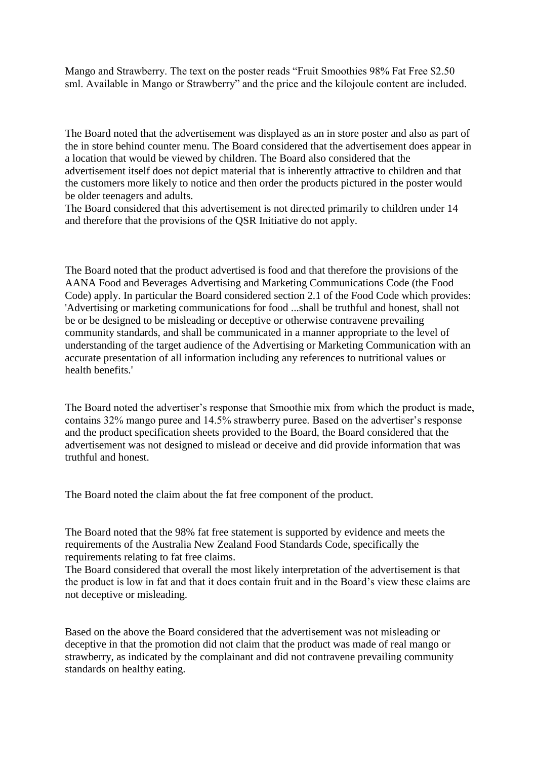Mango and Strawberry. The text on the poster reads “Fruit Smoothies 98% Fat Free $2.50 sml. Available in Mango or Strawberry” and the price and the kilojoule content are included.

The Board noted that the advertisement was displayed as an in store poster and also as part of the in store behind counter menu. The Board considered that the advertisement does appear in a location that would be viewed by children. The Board also considered that the advertisement itself does not depict material that is inherently attractive to children and that the customers more likely to notice and then order the products pictured in the poster would be older teenagers and adults.
The Board considered that this advertisement is not directed primarily to children under 14 and therefore that the provisions of the QSR Initiative do not apply.

The Board noted that the product advertised is food and that therefore the provisions of the AANA Food and Beverages Advertising and Marketing Communications Code (the Food Code) apply. In particular the Board considered section 2.1 of the Food Code which provides: 'Advertising or marketing communications for food ...shall be truthful and honest, shall not be or be designed to be misleading or deceptive or otherwise contravene prevailing community standards, and shall be communicated in a manner appropriate to the level of understanding of the target audience of the Advertising or Marketing Communication with an accurate presentation of all information including any references to nutritional values or health benefits.'

The Board noted the advertiser’s response that Smoothie mix from which the product is made, contains 32% mango puree and 14.5% strawberry puree. Based on the advertiser’s response and the product specification sheets provided to the Board, the Board considered that the advertisement was not designed to mislead or deceive and did provide information that was truthful and honest.

The Board noted the claim about the fat free component of the product.

The Board noted that the 98% fat free statement is supported by evidence and meets the requirements of the Australia New Zealand Food Standards Code, specifically the requirements relating to fat free claims.
The Board considered that overall the most likely interpretation of the advertisement is that the product is low in fat and that it does contain fruit and in the Board’s view these claims are not deceptive or misleading.

Based on the above the Board considered that the advertisement was not misleading or deceptive in that the promotion did not claim that the product was made of real mango or strawberry, as indicated by the complainant and did not contravene prevailing community standards on healthy eating.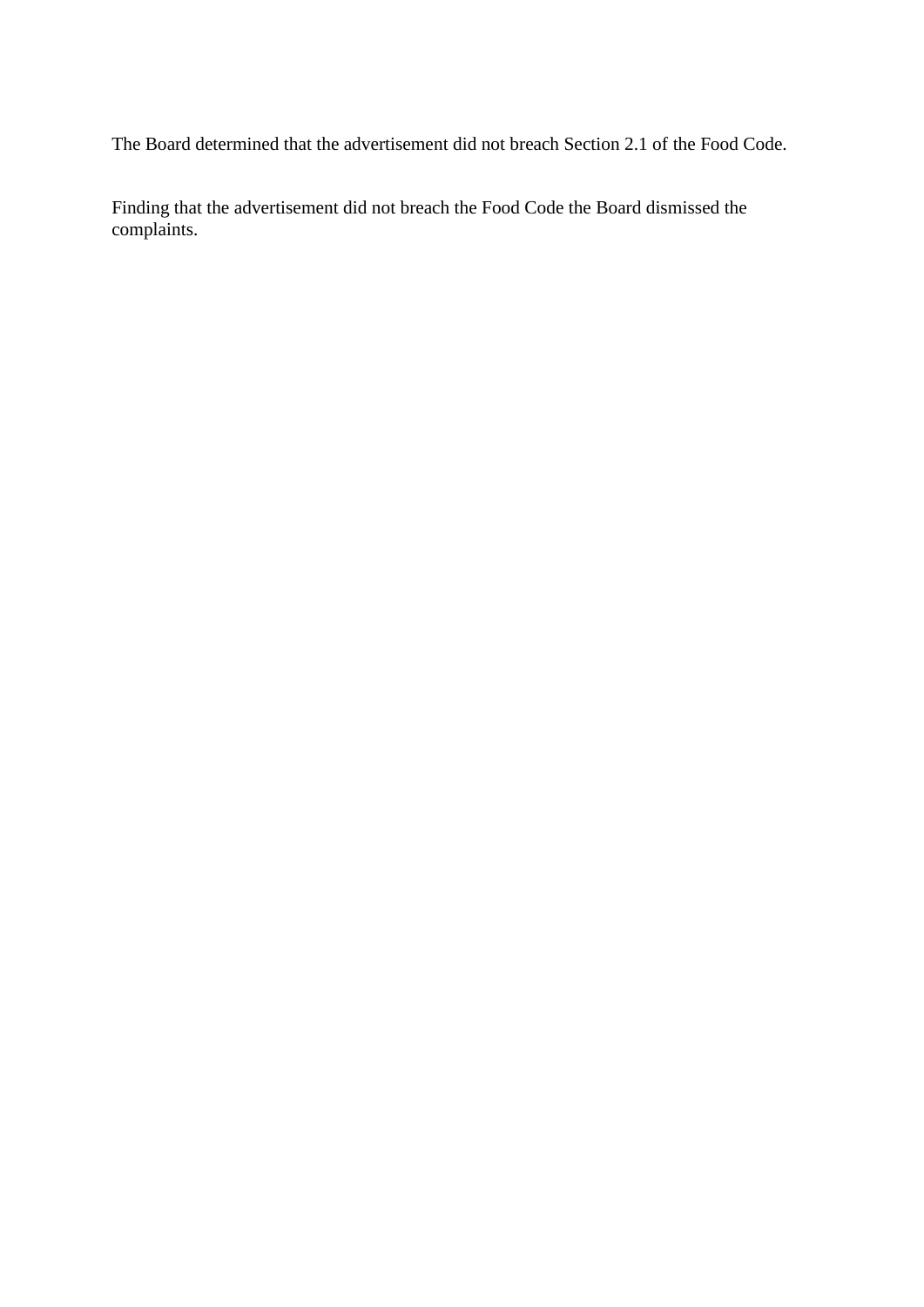The Board determined that the advertisement did not breach Section 2.1 of the Food Code.

Finding that the advertisement did not breach the Food Code the Board dismissed the complaints.